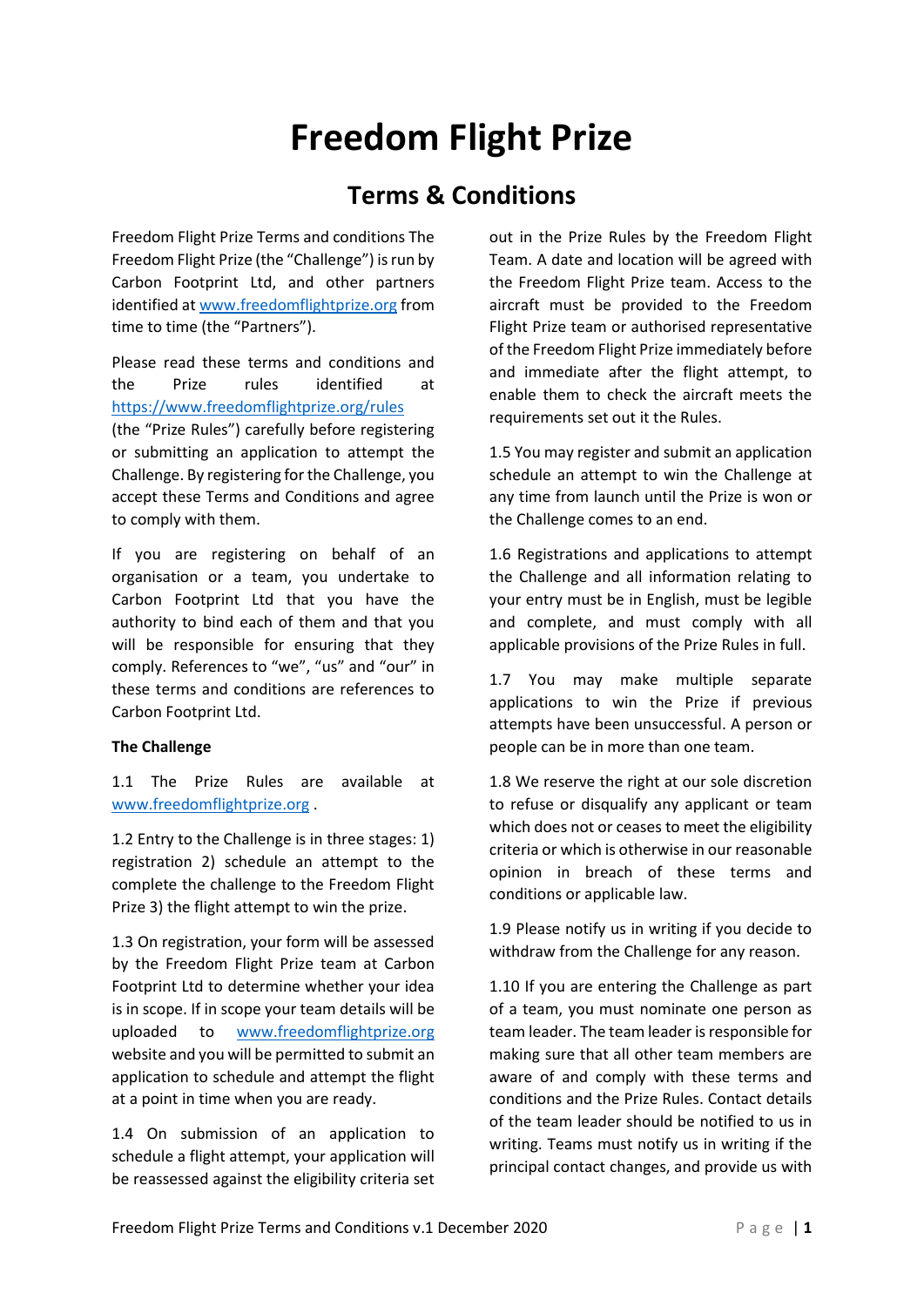# Freedom Flight Prize

## Terms & Conditions

Freedom Flight Prize Terms and conditions The Freedom Flight Prize (the "Challenge") is run by Carbon Footprint Ltd, and other partners identified at www.freedomflightprize.org from time to time (the "Partners").

Please read these terms and conditions and the Prize rules identified at https://www.freedomflightprize.org/rules (the "Prize Rules") carefully before registering or submitting an application to attempt the Challenge. By registering for the Challenge, you accept these Terms and Conditions and agree to comply with them.

If you are registering on behalf of an organisation or a team, you undertake to Carbon Footprint Ltd that you have the authority to bind each of them and that you will be responsible for ensuring that they comply. References to "we", "us" and "our" in these terms and conditions are references to Carbon Footprint Ltd.

**The Challenge**

1.1 The Prize Rules are available at www.freedomflightprize.org .

1.2 Entry to the Challenge is in three stages: 1) registration 2) schedule an attempt to the complete the challenge to the Freedom Flight Prize 3) the flight attempt to win the prize.

1.3 On registration, your form will be assessed by the Freedom Flight Prize team at Carbon Footprint Ltd to determine whether your idea is in scope. If in scope your team details will be uploaded to www.freedomflightprize.org website and you will be permitted to submit an application to schedule and attempt the flight at a point in time when you are ready.

1.4 On submission of an application to schedule a flight attempt, your application will be reassessed against the eligibility criteria set out in the Prize Rules by the Freedom Flight Team. A date and location will be agreed with the Freedom Flight Prize team. Access to the aircraft must be provided to the Freedom Flight Prize team or authorised representative of the Freedom Flight Prize immediately before and immediate after the flight attempt, to enable them to check the aircraft meets the requirements set out it the Rules.

1.5 You may register and submit an application schedule an attempt to win the Challenge at any time from launch until the Prize is won or the Challenge comes to an end.

1.6 Registrations and applications to attempt the Challenge and all information relating to your entry must be in English, must be legible and complete, and must comply with all applicable provisions of the Prize Rules in full.

1.7 You may make multiple separate applications to win the Prize if previous attempts have been unsuccessful. A person or people can be in more than one team.

1.8 We reserve the right at our sole discretion to refuse or disqualify any applicant or team which does not or ceases to meet the eligibility criteria or which is otherwise in our reasonable opinion in breach of these terms and conditions or applicable law.

1.9 Please notify us in writing if you decide to withdraw from the Challenge for any reason.

1.10 If you are entering the Challenge as part of a team, you must nominate one person as team leader. The team leader is responsible for making sure that all other team members are aware of and comply with these terms and conditions and the Prize Rules. Contact details of the team leader should be notified to us in writing. Teams must notify us in writing if the principal contact changes, and provide us with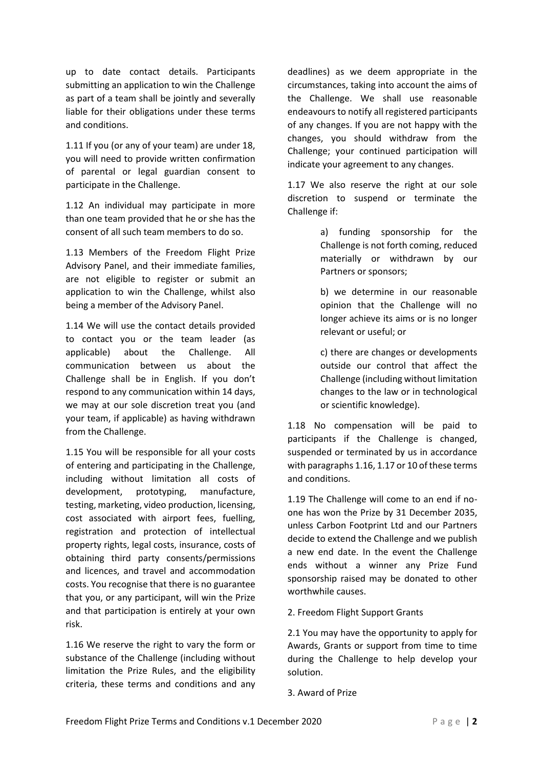up to date contact details. Participants submitting an application to win the Challenge as part of a team shall be jointly and severally liable for their obligations under these terms and conditions.

1.11 If you (or any of your team) are under 18, you will need to provide written confirmation of parental or legal guardian consent to participate in the Challenge.

1.12 An individual may participate in more than one team provided that he or she has the consent of all such team members to do so.

1.13 Members of the Freedom Flight Prize Advisory Panel, and their immediate families, are not eligible to register or submit an application to win the Challenge, whilst also being a member of the Advisory Panel.

1.14 We will use the contact details provided to contact you or the team leader (as applicable) about the Challenge. All communication between us about the Challenge shall be in English. If you don't respond to any communication within 14 days, we may at our sole discretion treat you (and your team, if applicable) as having withdrawn from the Challenge.

1.15 You will be responsible for all your costs of entering and participating in the Challenge, including without limitation all costs of development, prototyping, manufacture, testing, marketing, video production, licensing, cost associated with airport fees, fuelling, registration and protection of intellectual property rights, legal costs, insurance, costs of obtaining third party consents/permissions and licences, and travel and accommodation costs. You recognise that there is no guarantee that you, or any participant, will win the Prize and that participation is entirely at your own risk.

1.16 We reserve the right to vary the form or substance of the Challenge (including without limitation the Prize Rules, and the eligibility criteria, these terms and conditions and any deadlines) as we deem appropriate in the circumstances, taking into account the aims of the Challenge. We shall use reasonable endeavours to notify all registered participants of any changes. If you are not happy with the changes, you should withdraw from the Challenge; your continued participation will indicate your agreement to any changes.

1.17 We also reserve the right at our sole discretion to suspend or terminate the Challenge if:

> a) funding sponsorship for the Challenge is not forth coming, reduced materially or withdrawn by our Partners or sponsors;
>
> b) we determine in our reasonable opinion that the Challenge will no longer achieve its aims or is no longer relevant or useful; or
>
> c) there are changes or developments outside our control that affect the Challenge (including without limitation changes to the law or in technological or scientific knowledge).

1.18 No compensation will be paid to participants if the Challenge is changed, suspended or terminated by us in accordance with paragraphs 1.16, 1.17 or 10 of these terms and conditions.

1.19 The Challenge will come to an end if no-one has won the Prize by 31 December 2035, unless Carbon Footprint Ltd and our Partners decide to extend the Challenge and we publish a new end date. In the event the Challenge ends without a winner any Prize Fund sponsorship raised may be donated to other worthwhile causes.

2. Freedom Flight Support Grants

2.1 You may have the opportunity to apply for Awards, Grants or support from time to time during the Challenge to help develop your solution.

3. Award of Prize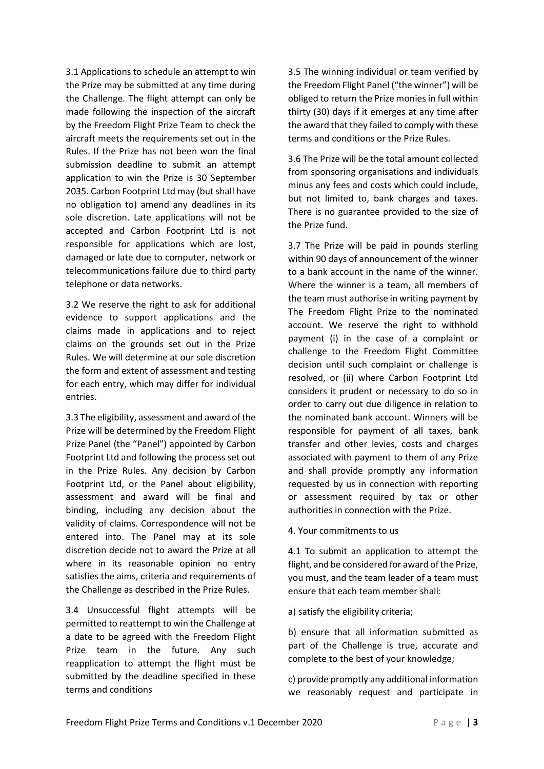3.1 Applications to schedule an attempt to win the Prize may be submitted at any time during the Challenge. The flight attempt can only be made following the inspection of the aircraft by the Freedom Flight Prize Team to check the aircraft meets the requirements set out in the Rules. If the Prize has not been won the final submission deadline to submit an attempt application to win the Prize is 30 September 2035. Carbon Footprint Ltd may (but shall have no obligation to) amend any deadlines in its sole discretion. Late applications will not be accepted and Carbon Footprint Ltd is not responsible for applications which are lost, damaged or late due to computer, network or telecommunications failure due to third party telephone or data networks.

3.2 We reserve the right to ask for additional evidence to support applications and the claims made in applications and to reject claims on the grounds set out in the Prize Rules. We will determine at our sole discretion the form and extent of assessment and testing for each entry, which may differ for individual entries.

3.3 The eligibility, assessment and award of the Prize will be determined by the Freedom Flight Prize Panel (the "Panel") appointed by Carbon Footprint Ltd and following the process set out in the Prize Rules. Any decision by Carbon Footprint Ltd, or the Panel about eligibility, assessment and award will be final and binding, including any decision about the validity of claims. Correspondence will not be entered into. The Panel may at its sole discretion decide not to award the Prize at all where in its reasonable opinion no entry satisfies the aims, criteria and requirements of the Challenge as described in the Prize Rules.

3.4 Unsuccessful flight attempts will be permitted to reattempt to win the Challenge at a date to be agreed with the Freedom Flight Prize team in the future. Any such reapplication to attempt the flight must be submitted by the deadline specified in these terms and conditions

3.5 The winning individual or team verified by the Freedom Flight Panel ("the winner") will be obliged to return the Prize monies in full within thirty (30) days if it emerges at any time after the award that they failed to comply with these terms and conditions or the Prize Rules.

3.6 The Prize will be the total amount collected from sponsoring organisations and individuals minus any fees and costs which could include, but not limited to, bank charges and taxes. There is no guarantee provided to the size of the Prize fund.

3.7 The Prize will be paid in pounds sterling within 90 days of announcement of the winner to a bank account in the name of the winner. Where the winner is a team, all members of the team must authorise in writing payment by The Freedom Flight Prize to the nominated account. We reserve the right to withhold payment (i) in the case of a complaint or challenge to the Freedom Flight Committee decision until such complaint or challenge is resolved, or (ii) where Carbon Footprint Ltd considers it prudent or necessary to do so in order to carry out due diligence in relation to the nominated bank account. Winners will be responsible for payment of all taxes, bank transfer and other levies, costs and charges associated with payment to them of any Prize and shall provide promptly any information requested by us in connection with reporting or assessment required by tax or other authorities in connection with the Prize.

4. Your commitments to us

4.1 To submit an application to attempt the flight, and be considered for award of the Prize, you must, and the team leader of a team must ensure that each team member shall:

a) satisfy the eligibility criteria;

b) ensure that all information submitted as part of the Challenge is true, accurate and complete to the best of your knowledge;

c) provide promptly any additional information we reasonably request and participate in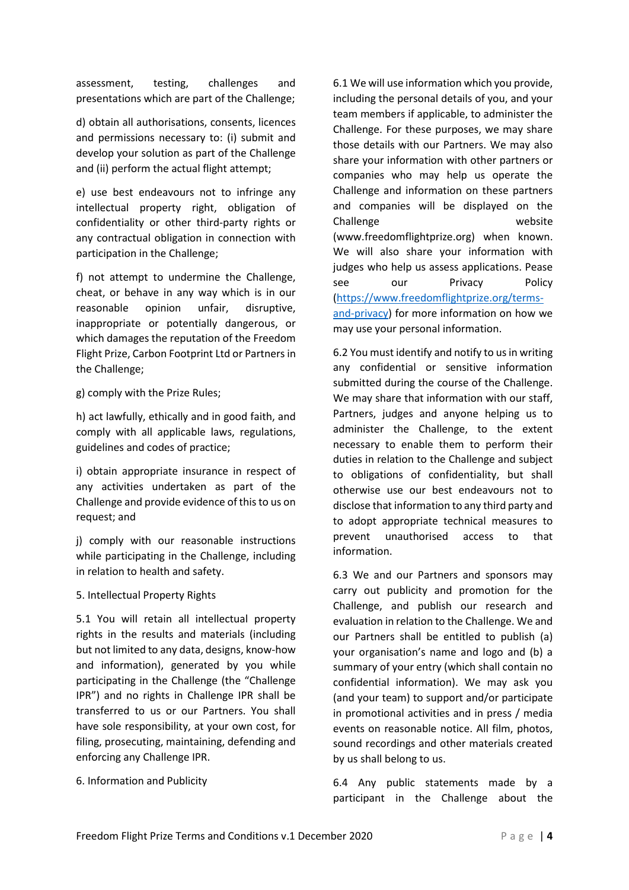assessment, testing, challenges and presentations which are part of the Challenge;

d) obtain all authorisations, consents, licences and permissions necessary to: (i) submit and develop your solution as part of the Challenge and (ii) perform the actual flight attempt;

e) use best endeavours not to infringe any intellectual property right, obligation of confidentiality or other third-party rights or any contractual obligation in connection with participation in the Challenge;

f) not attempt to undermine the Challenge, cheat, or behave in any way which is in our reasonable opinion unfair, disruptive, inappropriate or potentially dangerous, or which damages the reputation of the Freedom Flight Prize, Carbon Footprint Ltd or Partners in the Challenge;

g) comply with the Prize Rules;

h) act lawfully, ethically and in good faith, and comply with all applicable laws, regulations, guidelines and codes of practice;

i) obtain appropriate insurance in respect of any activities undertaken as part of the Challenge and provide evidence of this to us on request; and

j) comply with our reasonable instructions while participating in the Challenge, including in relation to health and safety.

5. Intellectual Property Rights

5.1 You will retain all intellectual property rights in the results and materials (including but not limited to any data, designs, know-how and information), generated by you while participating in the Challenge (the "Challenge IPR") and no rights in Challenge IPR shall be transferred to us or our Partners. You shall have sole responsibility, at your own cost, for filing, prosecuting, maintaining, defending and enforcing any Challenge IPR.

6. Information and Publicity

6.1 We will use information which you provide, including the personal details of you, and your team members if applicable, to administer the Challenge. For these purposes, we may share those details with our Partners. We may also share your information with other partners or companies who may help us operate the Challenge and information on these partners and companies will be displayed on the Challenge website (www.freedomflightprize.org) when known. We will also share your information with judges who help us assess applications. Pease see our Privacy Policy ([https://www.freedomflightprize.org/terms-and-privacy](https://www.freedomflightprize.org/terms-and-privacy)) for more information on how we may use your personal information.

6.2 You must identify and notify to us in writing any confidential or sensitive information submitted during the course of the Challenge. We may share that information with our staff, Partners, judges and anyone helping us to administer the Challenge, to the extent necessary to enable them to perform their duties in relation to the Challenge and subject to obligations of confidentiality, but shall otherwise use our best endeavours not to disclose that information to any third party and to adopt appropriate technical measures to prevent unauthorised access to that information.

6.3 We and our Partners and sponsors may carry out publicity and promotion for the Challenge, and publish our research and evaluation in relation to the Challenge. We and our Partners shall be entitled to publish (a) your organisation's name and logo and (b) a summary of your entry (which shall contain no confidential information). We may ask you (and your team) to support and/or participate in promotional activities and in press / media events on reasonable notice. All film, photos, sound recordings and other materials created by us shall belong to us.

6.4 Any public statements made by a participant in the Challenge about the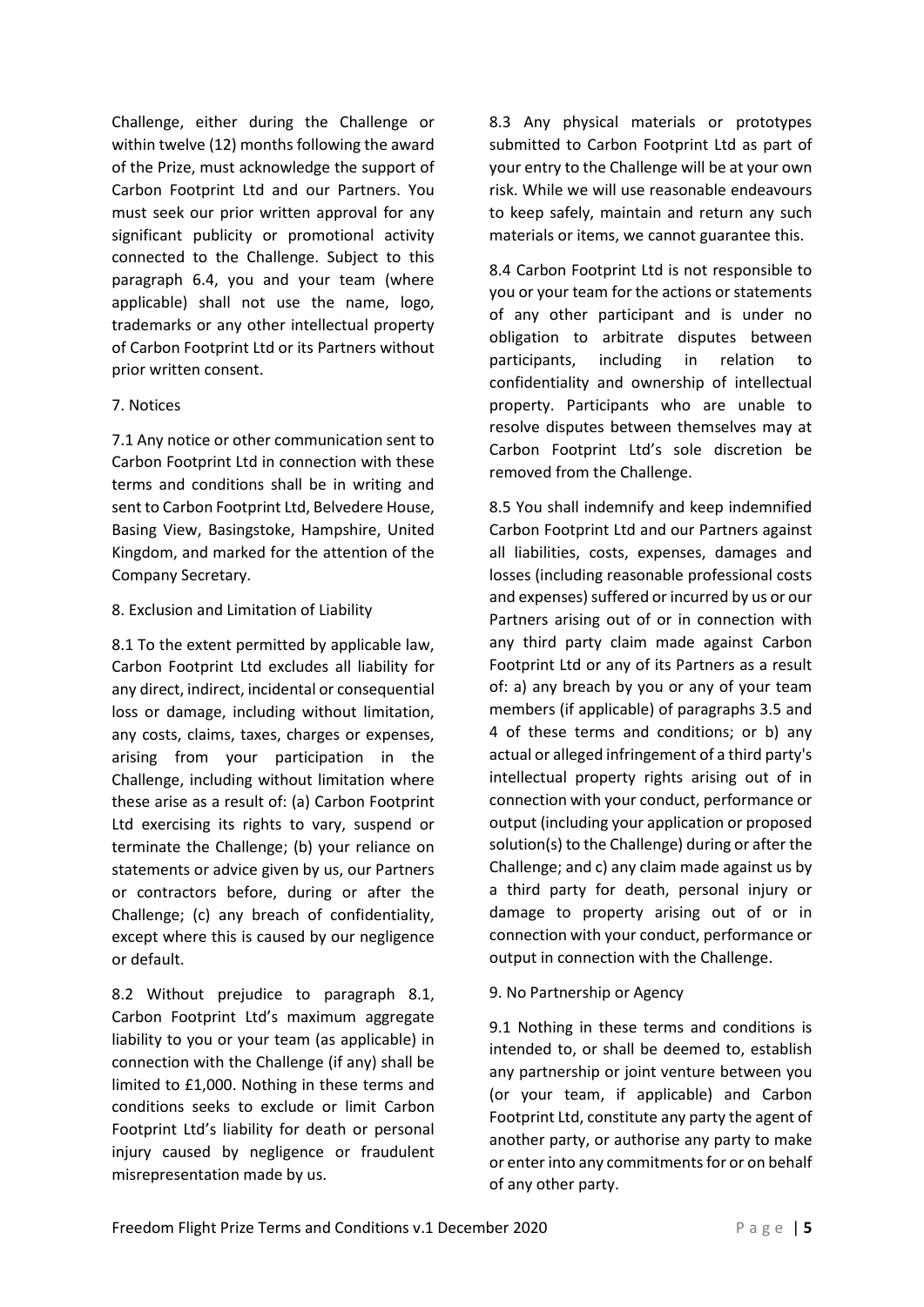Challenge, either during the Challenge or within twelve (12) months following the award of the Prize, must acknowledge the support of Carbon Footprint Ltd and our Partners. You must seek our prior written approval for any significant publicity or promotional activity connected to the Challenge. Subject to this paragraph 6.4, you and your team (where applicable) shall not use the name, logo, trademarks or any other intellectual property of Carbon Footprint Ltd or its Partners without prior written consent.

7. Notices

7.1 Any notice or other communication sent to Carbon Footprint Ltd in connection with these terms and conditions shall be in writing and sent to Carbon Footprint Ltd, Belvedere House, Basing View, Basingstoke, Hampshire, United Kingdom, and marked for the attention of the Company Secretary.

8. Exclusion and Limitation of Liability

8.1 To the extent permitted by applicable law, Carbon Footprint Ltd excludes all liability for any direct, indirect, incidental or consequential loss or damage, including without limitation, any costs, claims, taxes, charges or expenses, arising from your participation in the Challenge, including without limitation where these arise as a result of: (a) Carbon Footprint Ltd exercising its rights to vary, suspend or terminate the Challenge; (b) your reliance on statements or advice given by us, our Partners or contractors before, during or after the Challenge; (c) any breach of confidentiality, except where this is caused by our negligence or default.

8.2 Without prejudice to paragraph 8.1, Carbon Footprint Ltd's maximum aggregate liability to you or your team (as applicable) in connection with the Challenge (if any) shall be limited to £1,000. Nothing in these terms and conditions seeks to exclude or limit Carbon Footprint Ltd's liability for death or personal injury caused by negligence or fraudulent misrepresentation made by us.

8.3 Any physical materials or prototypes submitted to Carbon Footprint Ltd as part of your entry to the Challenge will be at your own risk. While we will use reasonable endeavours to keep safely, maintain and return any such materials or items, we cannot guarantee this.

8.4 Carbon Footprint Ltd is not responsible to you or your team for the actions or statements of any other participant and is under no obligation to arbitrate disputes between participants, including in relation to confidentiality and ownership of intellectual property. Participants who are unable to resolve disputes between themselves may at Carbon Footprint Ltd's sole discretion be removed from the Challenge.

8.5 You shall indemnify and keep indemnified Carbon Footprint Ltd and our Partners against all liabilities, costs, expenses, damages and losses (including reasonable professional costs and expenses) suffered or incurred by us or our Partners arising out of or in connection with any third party claim made against Carbon Footprint Ltd or any of its Partners as a result of: a) any breach by you or any of your team members (if applicable) of paragraphs 3.5 and 4 of these terms and conditions; or b) any actual or alleged infringement of a third party's intellectual property rights arising out of in connection with your conduct, performance or output (including your application or proposed solution(s) to the Challenge) during or after the Challenge; and c) any claim made against us by a third party for death, personal injury or damage to property arising out of or in connection with your conduct, performance or output in connection with the Challenge.

9. No Partnership or Agency

9.1 Nothing in these terms and conditions is intended to, or shall be deemed to, establish any partnership or joint venture between you (or your team, if applicable) and Carbon Footprint Ltd, constitute any party the agent of another party, or authorise any party to make or enter into any commitments for or on behalf of any other party.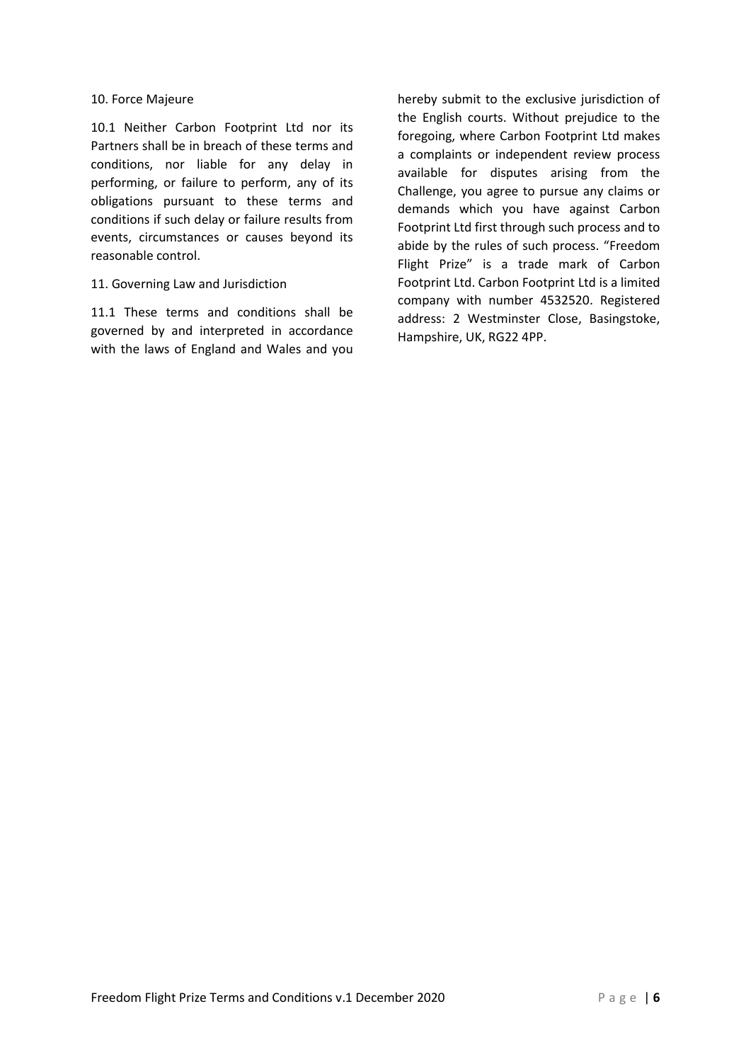## 10. Force Majeure

10.1 Neither Carbon Footprint Ltd nor its Partners shall be in breach of these terms and conditions, nor liable for any delay in performing, or failure to perform, any of its obligations pursuant to these terms and conditions if such delay or failure results from events, circumstances or causes beyond its reasonable control.

## 11. Governing Law and Jurisdiction

11.1 These terms and conditions shall be governed by and interpreted in accordance with the laws of England and Wales and you hereby submit to the exclusive jurisdiction of the English courts. Without prejudice to the foregoing, where Carbon Footprint Ltd makes a complaints or independent review process available for disputes arising from the Challenge, you agree to pursue any claims or demands which you have against Carbon Footprint Ltd first through such process and to abide by the rules of such process. "Freedom Flight Prize" is a trade mark of Carbon Footprint Ltd. Carbon Footprint Ltd is a limited company with number 4532520. Registered address: 2 Westminster Close, Basingstoke, Hampshire, UK, RG22 4PP.